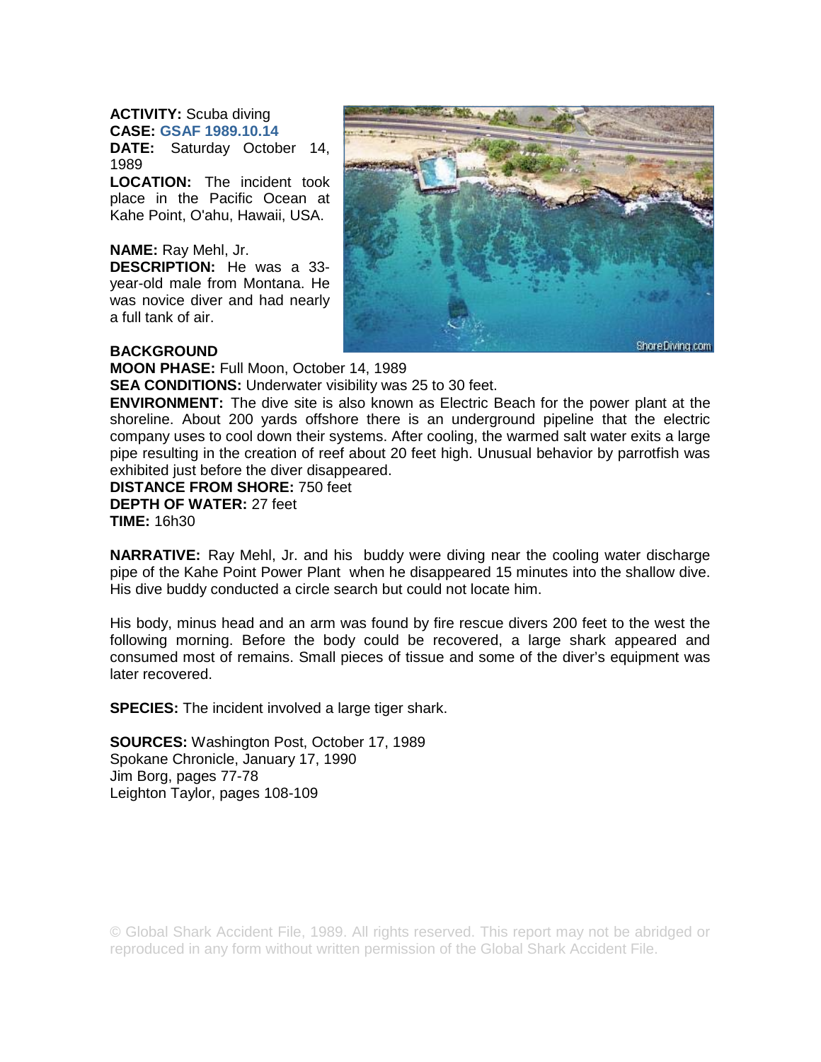**ACTIVITY:** Scuba diving
**CASE:** GSAF 1989.10.14
**DATE:** Saturday October 14, 1989
**LOCATION:** The incident took place in the Pacific Ocean at Kahe Point, O'ahu, Hawaii, USA.

**NAME:** Ray Mehl, Jr.
**DESCRIPTION:** He was a 33-year-old male from Montana. He was novice diver and had nearly a full tank of air.

**BACKGROUND**
**MOON PHASE:** Full Moon, October 14, 1989
**SEA CONDITIONS:** Underwater visibility was 25 to 30 feet.
**ENVIRONMENT:** The dive site is also known as Electric Beach for the power plant at the shoreline. About 200 yards offshore there is an underground pipeline that the electric company uses to cool down their systems. After cooling, the warmed salt water exits a large pipe resulting in the creation of reef about 20 feet high. Unusual behavior by parrotfish was exhibited just before the diver disappeared.
**DISTANCE FROM SHORE:** 750 feet
**DEPTH OF WATER:** 27 feet
**TIME:** 16h30

**NARRATIVE:** Ray Mehl, Jr. and his buddy were diving near the cooling water discharge pipe of the Kahe Point Power Plant when he disappeared 15 minutes into the shallow dive. His dive buddy conducted a circle search but could not locate him.

His body, minus head and an arm was found by fire rescue divers 200 feet to the west the following morning. Before the body could be recovered, a large shark appeared and consumed most of remains. Small pieces of tissue and some of the diver's equipment was later recovered.

**SPECIES:** The incident involved a large tiger shark.

**SOURCES:** Washington Post, October 17, 1989
Spokane Chronicle, January 17, 1990
Jim Borg, pages 77-78
Leighton Taylor, pages 108-109

© Global Shark Accident File, 1989. All rights reserved. This report may not be abridged or reproduced in any form without written permission of the Global Shark Accident File.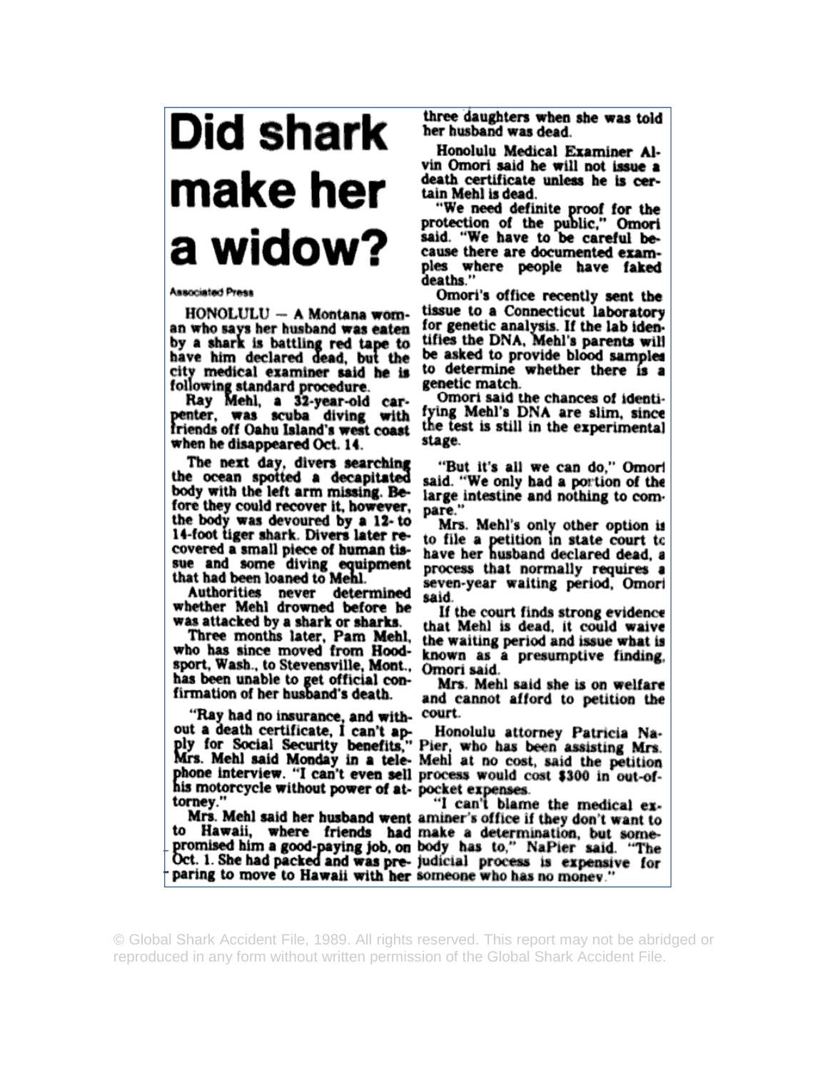# Did shark make her a widow?

Associated Press

HONOLULU — A Montana woman who says her husband was eaten by a shark is battling red tape to have him declared dead, but the city medical examiner said he is following standard procedure.

Ray Mehl, a 32-year-old carpenter, was scuba diving with friends off Oahu Island's west coast when he disappeared Oct. 14.

The next day, divers searching the ocean spotted a decapitated body with the left arm missing. Before they could recover it, however, the body was devoured by a 12- to 14-foot tiger shark. Divers later recovered a small piece of human tissue and some diving equipment that had been loaned to Mehl.

Authorities never determined whether Mehl drowned before he was attacked by a shark or sharks.

Three months later, Pam Mehl, who has since moved from Hoodsport, Wash., to Stevensville, Mont., has been unable to get official confirmation of her husband's death.

"Ray had no insurance, and without a death certificate, I can't apply for Social Security benefits," Mrs. Mehl said Monday in a telephone interview. "I can't even sell his motorcycle without power of attorney."

Mrs. Mehl said her husband went to Hawaii, where friends had promised him a good-paying job, on Oct. 1. She had packed and was preparing to move to Hawaii with her three daughters when she was told her husband was dead.

Honolulu Medical Examiner Alvin Omori said he will not issue a death certificate unless he is certain Mehl is dead.

"We need definite proof for the protection of the public," Omori said. "We have to be careful because there are documented examples where people have faked deaths."

Omori's office recently sent the tissue to a Connecticut laboratory for genetic analysis. If the lab identifies the DNA, Mehl's parents will be asked to provide blood samples to determine whether there is a genetic match.

Omori said the chances of identifying Mehl's DNA are slim, since the test is still in the experimental stage.

"But it's all we can do," Omori said. "We only had a portion of the large intestine and nothing to compare."

Mrs. Mehl's only other option is to file a petition in state court to have her husband declared dead, a process that normally requires a seven-year waiting period, Omori said.

If the court finds strong evidence that Mehl is dead, it could waive the waiting period and issue what is known as a presumptive finding, Omori said.

Mrs. Mehl said she is on welfare and cannot afford to petition the court.

Honolulu attorney Patricia NaPier, who has been assisting Mrs. Mehl at no cost, said the petition process would cost $300 in out-of-pocket expenses.

"I can't blame the medical examiner's office if they don't want to make a determination, but somebody has to," NaPier said. "The judicial process is expensive for someone who has no money."

© Global Shark Accident File, 1989. All rights reserved. This report may not be abridged or reproduced in any form without written permission of the Global Shark Accident File.